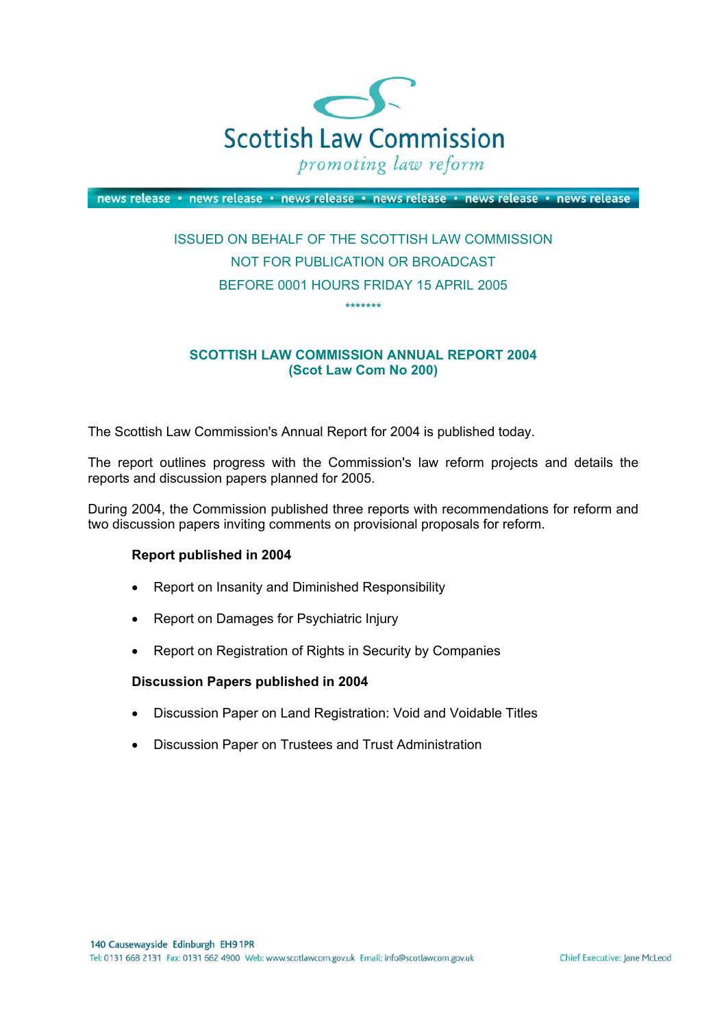Scottish Law Commission

*promoting law reform*

news release • news release • news release • news release • news release • news release

ISSUED ON BEHALF OF THE SCOTTISH LAW COMMISSION

NOT FOR PUBLICATION OR BROADCAST

BEFORE 0001 HOURS FRIDAY 15 APRIL 2005

*******

## SCOTTISH LAW COMMISSION ANNUAL REPORT 2004
## (Scot Law Com No 200)

The Scottish Law Commission's Annual Report for 2004 is published today.

The report outlines progress with the Commission's law reform projects and details the reports and discussion papers planned for 2005.

During 2004, the Commission published three reports with recommendations for reform and two discussion papers inviting comments on provisional proposals for reform.

**Report published in 2004**

- Report on Insanity and Diminished Responsibility
- Report on Damages for Psychiatric Injury
- Report on Registration of Rights in Security by Companies

**Discussion Papers published in 2004**

- Discussion Paper on Land Registration: Void and Voidable Titles
- Discussion Paper on Trustees and Trust Administration

140 Causewayside Edinburgh EH9 1PR
Tel: 0131 668 2131 Fax: 0131 662 4900 Web: www.scotlawcom.gov.uk Email: info@scotlawcom.gov.uk

Chief Executive: Jane McLeod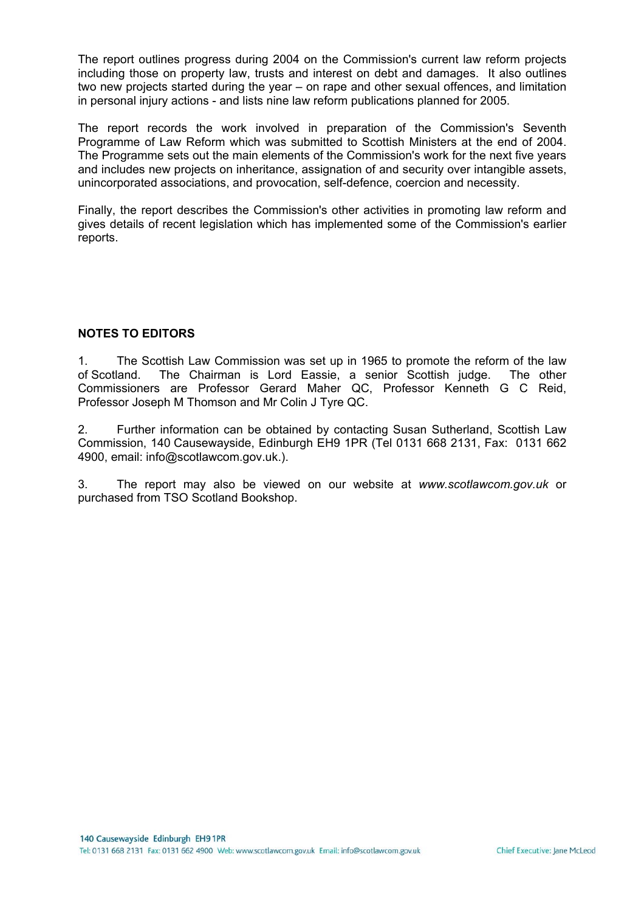The report outlines progress during 2004 on the Commission's current law reform projects including those on property law, trusts and interest on debt and damages. It also outlines two new projects started during the year – on rape and other sexual offences, and limitation in personal injury actions - and lists nine law reform publications planned for 2005.

The report records the work involved in preparation of the Commission's Seventh Programme of Law Reform which was submitted to Scottish Ministers at the end of 2004. The Programme sets out the main elements of the Commission's work for the next five years and includes new projects on inheritance, assignation of and security over intangible assets, unincorporated associations, and provocation, self-defence, coercion and necessity.

Finally, the report describes the Commission's other activities in promoting law reform and gives details of recent legislation which has implemented some of the Commission's earlier reports.

**NOTES TO EDITORS**

1. The Scottish Law Commission was set up in 1965 to promote the reform of the law of Scotland. The Chairman is Lord Eassie, a senior Scottish judge. The other Commissioners are Professor Gerard Maher QC, Professor Kenneth G C Reid, Professor Joseph M Thomson and Mr Colin J Tyre QC.

2. Further information can be obtained by contacting Susan Sutherland, Scottish Law Commission, 140 Causewayside, Edinburgh EH9 1PR (Tel 0131 668 2131, Fax: 0131 662 4900, email: info@scotlawcom.gov.uk.).

3. The report may also be viewed on our website at *www.scotlawcom.gov.uk* or purchased from TSO Scotland Bookshop.